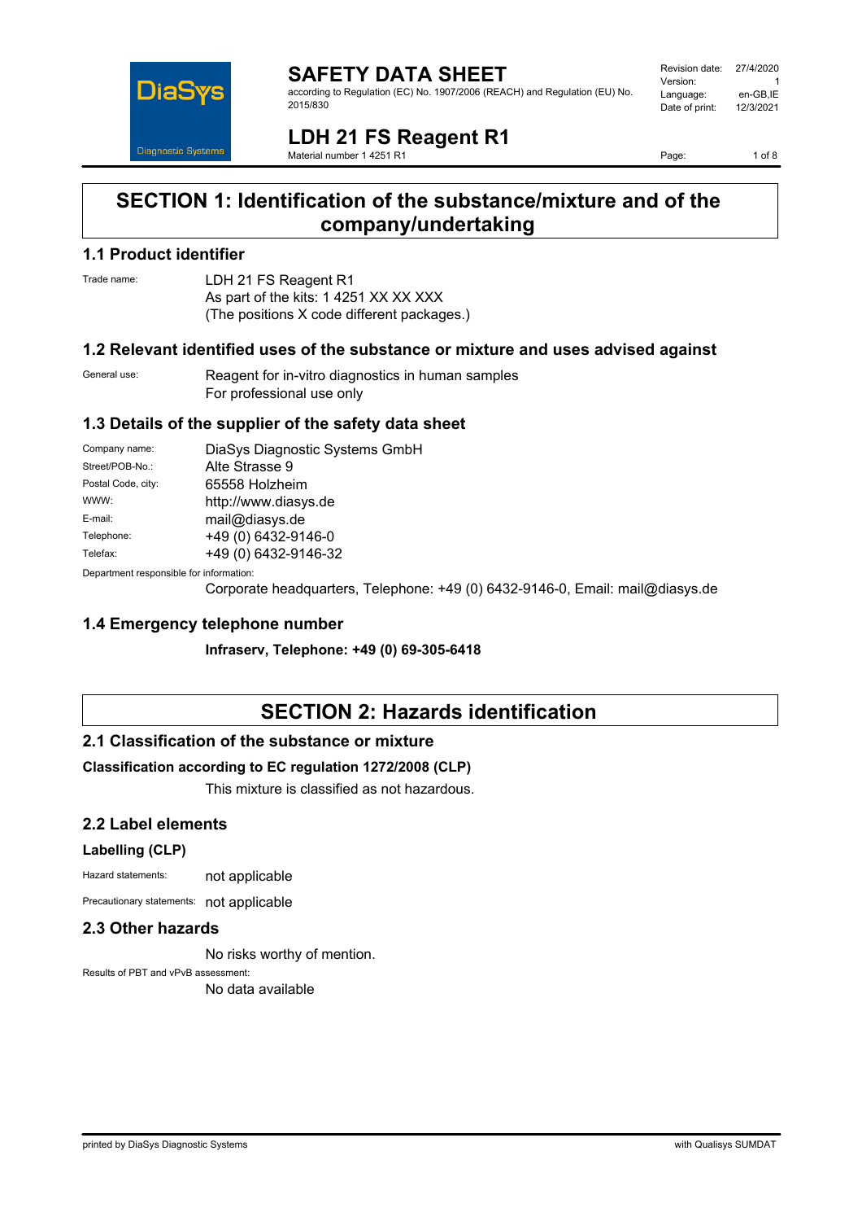# SAFETY DATA SHEET

according to Regulation (EC) No. 1907/2006 (REACH) and Regulation (EU) No. 2015/830

| | |
|---|---|
| Revision date: | 27/4/2020 |
| Version: | 1 |
| Language: | en-GB,IE |
| Date of print: | 12/3/2021 |

# LDH 21 FS Reagent R1

Material number 1 4251 R1

## SECTION 1: Identification of the substance/mixture and of the company/undertaking

### 1.1 Product identifier

Trade name: LDH 21 FS Reagent R1
As part of the kits: 1 4251 XX XX XXX
(The positions X code different packages.)

### 1.2 Relevant identified uses of the substance or mixture and uses advised against

General use: Reagent for in-vitro diagnostics in human samples
For professional use only

### 1.3 Details of the supplier of the safety data sheet

| | |
|---|---|
| Company name: | DiaSys Diagnostic Systems GmbH |
| Street/POB-No.: | Alte Strasse 9 |
| Postal Code, city: | 65558 Holzheim |
| WWW: | http://www.diasys.de |
| E-mail: | mail@diasys.de |
| Telephone: | +49 (0) 6432-9146-0 |
| Telefax: | +49 (0) 6432-9146-32 |

Department responsible for information:
Corporate headquarters, Telephone: +49 (0) 6432-9146-0, Email: mail@diasys.de

### 1.4 Emergency telephone number

**Infraserv, Telephone: +49 (0) 69-305-6418**

## SECTION 2: Hazards identification

### 2.1 Classification of the substance or mixture

**Classification according to EC regulation 1272/2008 (CLP)**

This mixture is classified as not hazardous.

### 2.2 Label elements

**Labelling (CLP)**

Hazard statements: not applicable

Precautionary statements: not applicable

### 2.3 Other hazards

No risks worthy of mention.

Results of PBT and vPvB assessment:
No data available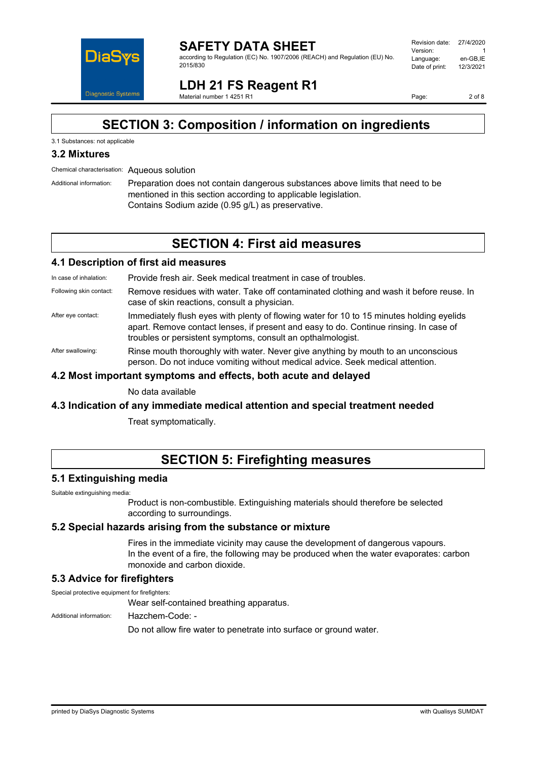# SECTION 3: Composition / information on ingredients

3.1 Substances: not applicable

## 3.2 Mixtures

Chemical characterisation: Aqueous solution

Additional information: Preparation does not contain dangerous substances above limits that need to be mentioned in this section according to applicable legislation.
Contains Sodium azide (0.95 g/L) as preservative.

# SECTION 4: First aid measures

## 4.1 Description of first aid measures

In case of inhalation: Provide fresh air. Seek medical treatment in case of troubles.

Following skin contact: Remove residues with water. Take off contaminated clothing and wash it before reuse. In case of skin reactions, consult a physician.

After eye contact: Immediately flush eyes with plenty of flowing water for 10 to 15 minutes holding eyelids apart. Remove contact lenses, if present and easy to do. Continue rinsing. In case of troubles or persistent symptoms, consult an opthalmologist.

After swallowing: Rinse mouth thoroughly with water. Never give anything by mouth to an unconscious person. Do not induce vomiting without medical advice. Seek medical attention.

## 4.2 Most important symptoms and effects, both acute and delayed

No data available

## 4.3 Indication of any immediate medical attention and special treatment needed

Treat symptomatically.

# SECTION 5: Firefighting measures

## 5.1 Extinguishing media

Suitable extinguishing media:

Product is non-combustible. Extinguishing materials should therefore be selected according to surroundings.

## 5.2 Special hazards arising from the substance or mixture

Fires in the immediate vicinity may cause the development of dangerous vapours.
In the event of a fire, the following may be produced when the water evaporates: carbon monoxide and carbon dioxide.

## 5.3 Advice for firefighters

Special protective equipment for firefighters:

Wear self-contained breathing apparatus.

Additional information: Hazchem-Code: -

Do not allow fire water to penetrate into surface or ground water.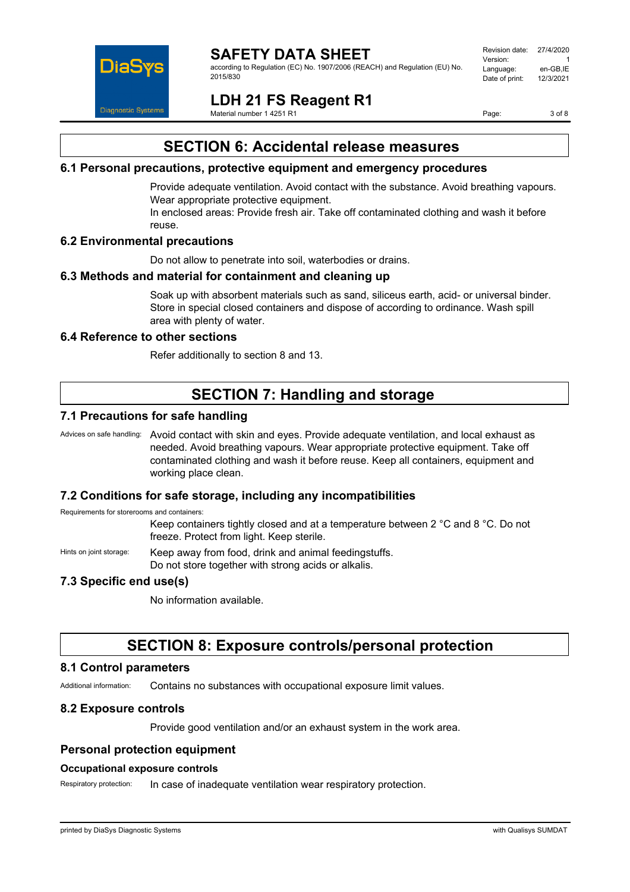## SECTION 6: Accidental release measures

### 6.1 Personal precautions, protective equipment and emergency procedures

Provide adequate ventilation. Avoid contact with the substance. Avoid breathing vapours. Wear appropriate protective equipment.

In enclosed areas: Provide fresh air. Take off contaminated clothing and wash it before reuse.

### 6.2 Environmental precautions

Do not allow to penetrate into soil, waterbodies or drains.

### 6.3 Methods and material for containment and cleaning up

Soak up with absorbent materials such as sand, siliceus earth, acid- or universal binder. Store in special closed containers and dispose of according to ordinance. Wash spill area with plenty of water.

### 6.4 Reference to other sections

Refer additionally to section 8 and 13.

## SECTION 7: Handling and storage

### 7.1 Precautions for safe handling

Advices on safe handling: Avoid contact with skin and eyes. Provide adequate ventilation, and local exhaust as needed. Avoid breathing vapours. Wear appropriate protective equipment. Take off contaminated clothing and wash it before reuse. Keep all containers, equipment and working place clean.

### 7.2 Conditions for safe storage, including any incompatibilities

Requirements for storerooms and containers:

Keep containers tightly closed and at a temperature between 2 °C and 8 °C. Do not freeze. Protect from light. Keep sterile.

Hints on joint storage: Keep away from food, drink and animal feedingstuffs.
Do not store together with strong acids or alkalis.

### 7.3 Specific end use(s)

No information available.

## SECTION 8: Exposure controls/personal protection

### 8.1 Control parameters

Additional information: Contains no substances with occupational exposure limit values.

### 8.2 Exposure controls

Provide good ventilation and/or an exhaust system in the work area.

### Personal protection equipment

#### Occupational exposure controls

Respiratory protection: In case of inadequate ventilation wear respiratory protection.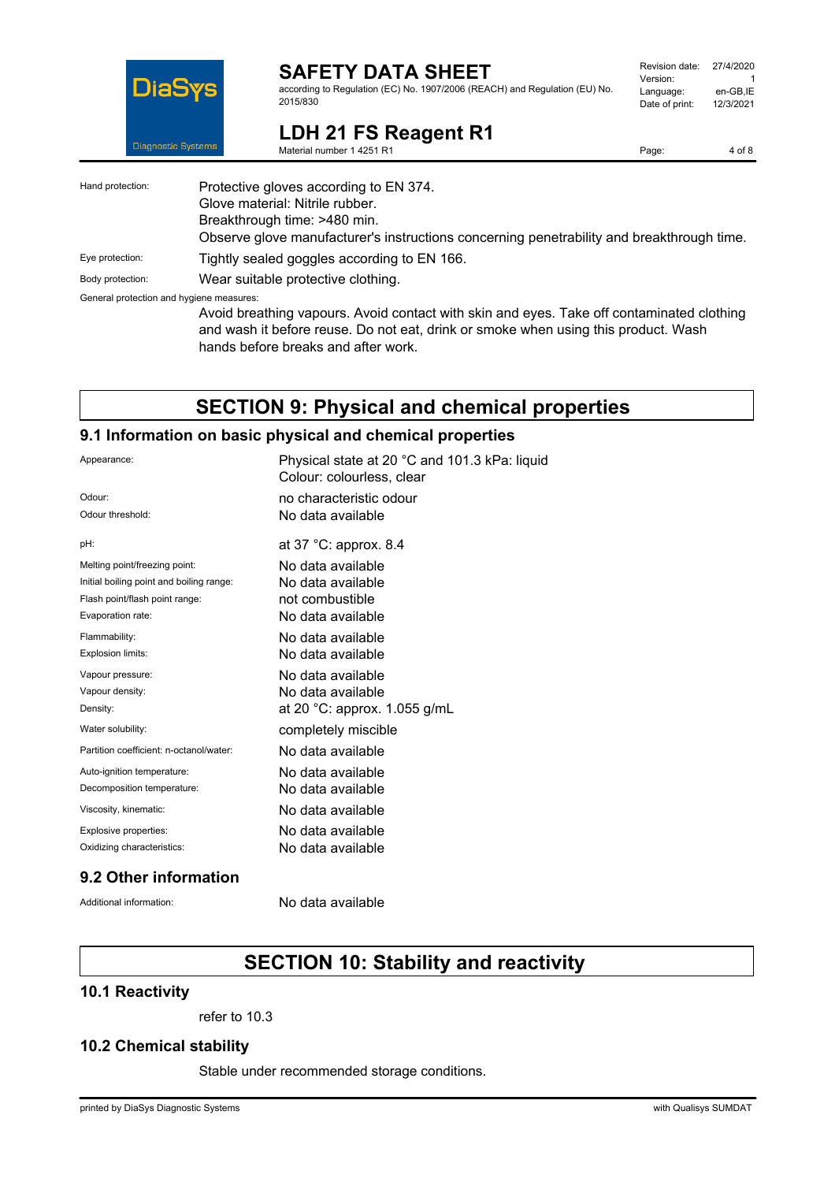Hand protection: Protective gloves according to EN 374.
Glove material: Nitrile rubber.
Breakthrough time: >480 min.
Observe glove manufacturer's instructions concerning penetrability and breakthrough time.

Eye protection: Tightly sealed goggles according to EN 166.

Body protection: Wear suitable protective clothing.

General protection and hygiene measures:
Avoid breathing vapours. Avoid contact with skin and eyes. Take off contaminated clothing and wash it before reuse. Do not eat, drink or smoke when using this product. Wash hands before breaks and after work.

# SECTION 9: Physical and chemical properties

## 9.1 Information on basic physical and chemical properties

| | |
|---|---|
| Appearance: | Physical state at 20 °C and 101.3 kPa: liquid<br>Colour: colourless, clear |
| Odour: | no characteristic odour |
| Odour threshold: | No data available |
| pH: | at 37 °C: approx. 8.4 |
| Melting point/freezing point: | No data available |
| Initial boiling point and boiling range: | No data available |
| Flash point/flash point range: | not combustible |
| Evaporation rate: | No data available |
| Flammability: | No data available |
| Explosion limits: | No data available |
| Vapour pressure: | No data available |
| Vapour density: | No data available |
| Density: | at 20 °C: approx. 1.055 g/mL |
| Water solubility: | completely miscible |
| Partition coefficient: n-octanol/water: | No data available |
| Auto-ignition temperature: | No data available |
| Decomposition temperature: | No data available |
| Viscosity, kinematic: | No data available |
| Explosive properties: | No data available |
| Oxidizing characteristics: | No data available |

## 9.2 Other information

Additional information: No data available

# SECTION 10: Stability and reactivity

## 10.1 Reactivity

refer to 10.3

## 10.2 Chemical stability

Stable under recommended storage conditions.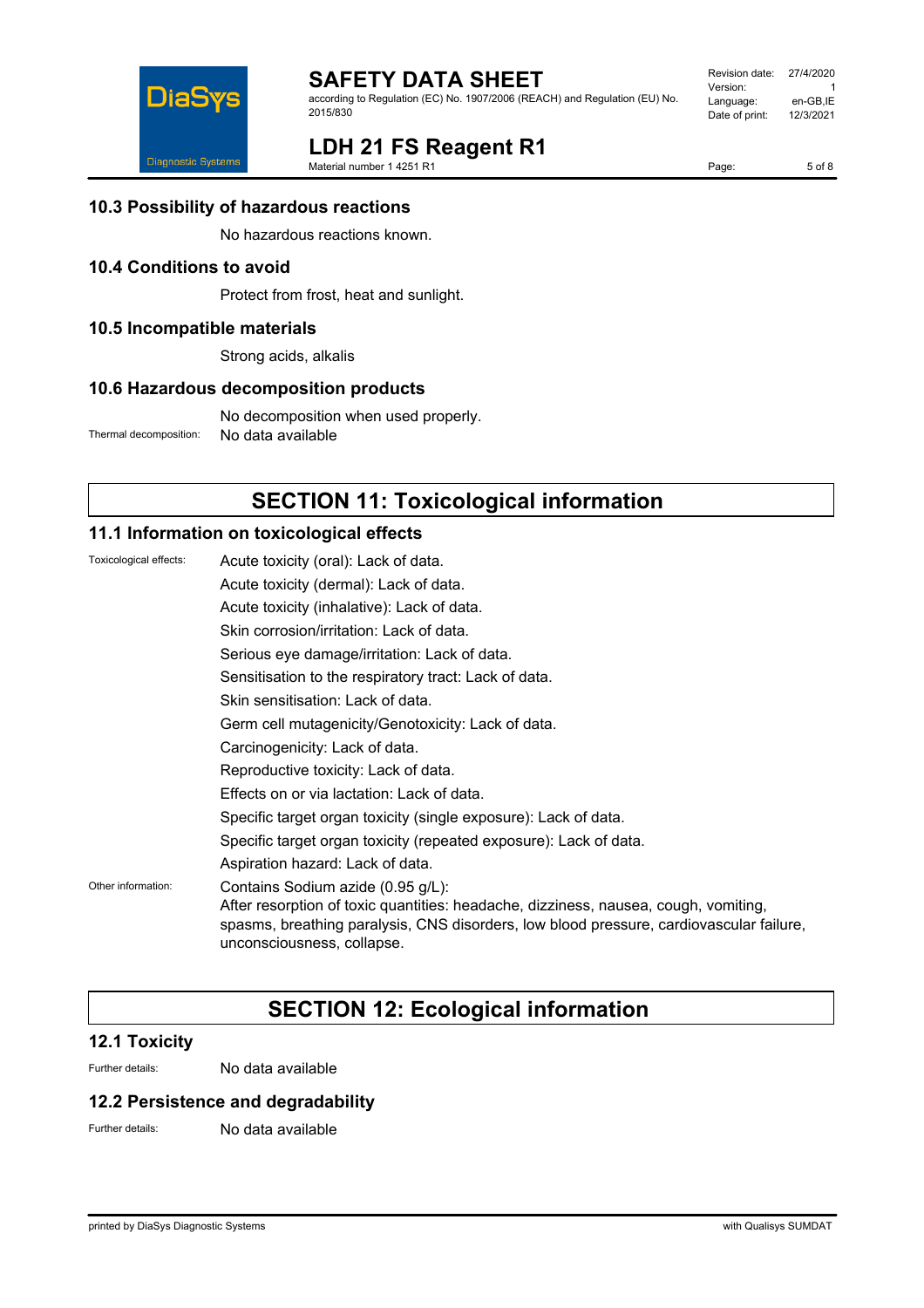## 10.3 Possibility of hazardous reactions

No hazardous reactions known.

## 10.4 Conditions to avoid

Protect from frost, heat and sunlight.

## 10.5 Incompatible materials

Strong acids, alkalis

## 10.6 Hazardous decomposition products

No decomposition when used properly.

Thermal decomposition: No data available

# SECTION 11: Toxicological information

## 11.1 Information on toxicological effects

Toxicological effects:

Acute toxicity (oral): Lack of data.

Acute toxicity (dermal): Lack of data.

Acute toxicity (inhalative): Lack of data.

Skin corrosion/irritation: Lack of data.

Serious eye damage/irritation: Lack of data.

Sensitisation to the respiratory tract: Lack of data.

Skin sensitisation: Lack of data.

Germ cell mutagenicity/Genotoxicity: Lack of data.

Carcinogenicity: Lack of data.

Reproductive toxicity: Lack of data.

Effects on or via lactation: Lack of data.

Specific target organ toxicity (single exposure): Lack of data.

Specific target organ toxicity (repeated exposure): Lack of data.

Aspiration hazard: Lack of data.

Other information:

Contains Sodium azide (0.95 g/L):
After resorption of toxic quantities: headache, dizziness, nausea, cough, vomiting, spasms, breathing paralysis, CNS disorders, low blood pressure, cardiovascular failure, unconsciousness, collapse.

# SECTION 12: Ecological information

## 12.1 Toxicity

Further details: No data available

## 12.2 Persistence and degradability

Further details: No data available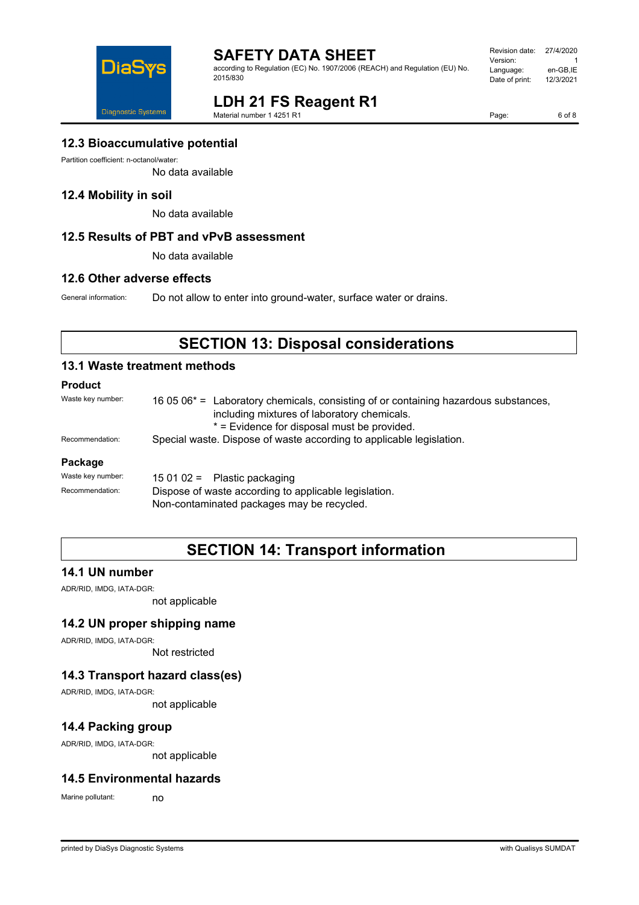### 12.3 Bioaccumulative potential

Partition coefficient: n-octanol/water:

No data available

### 12.4 Mobility in soil

No data available

### 12.5 Results of PBT and vPvB assessment

No data available

### 12.6 Other adverse effects

General information: Do not allow to enter into ground-water, surface water or drains.

## SECTION 13: Disposal considerations

### 13.1 Waste treatment methods

#### Product

Waste key number: 16 05 06* = Laboratory chemicals, consisting of or containing hazardous substances, including mixtures of laboratory chemicals.
* = Evidence for disposal must be provided.

Recommendation: Special waste. Dispose of waste according to applicable legislation.

#### Package

Waste key number: 15 01 02 = Plastic packaging

Recommendation: Dispose of waste according to applicable legislation.
Non-contaminated packages may be recycled.

## SECTION 14: Transport information

### 14.1 UN number

ADR/RID, IMDG, IATA-DGR:

not applicable

### 14.2 UN proper shipping name

ADR/RID, IMDG, IATA-DGR:

Not restricted

### 14.3 Transport hazard class(es)

ADR/RID, IMDG, IATA-DGR:

not applicable

### 14.4 Packing group

ADR/RID, IMDG, IATA-DGR:

not applicable

### 14.5 Environmental hazards

Marine pollutant: no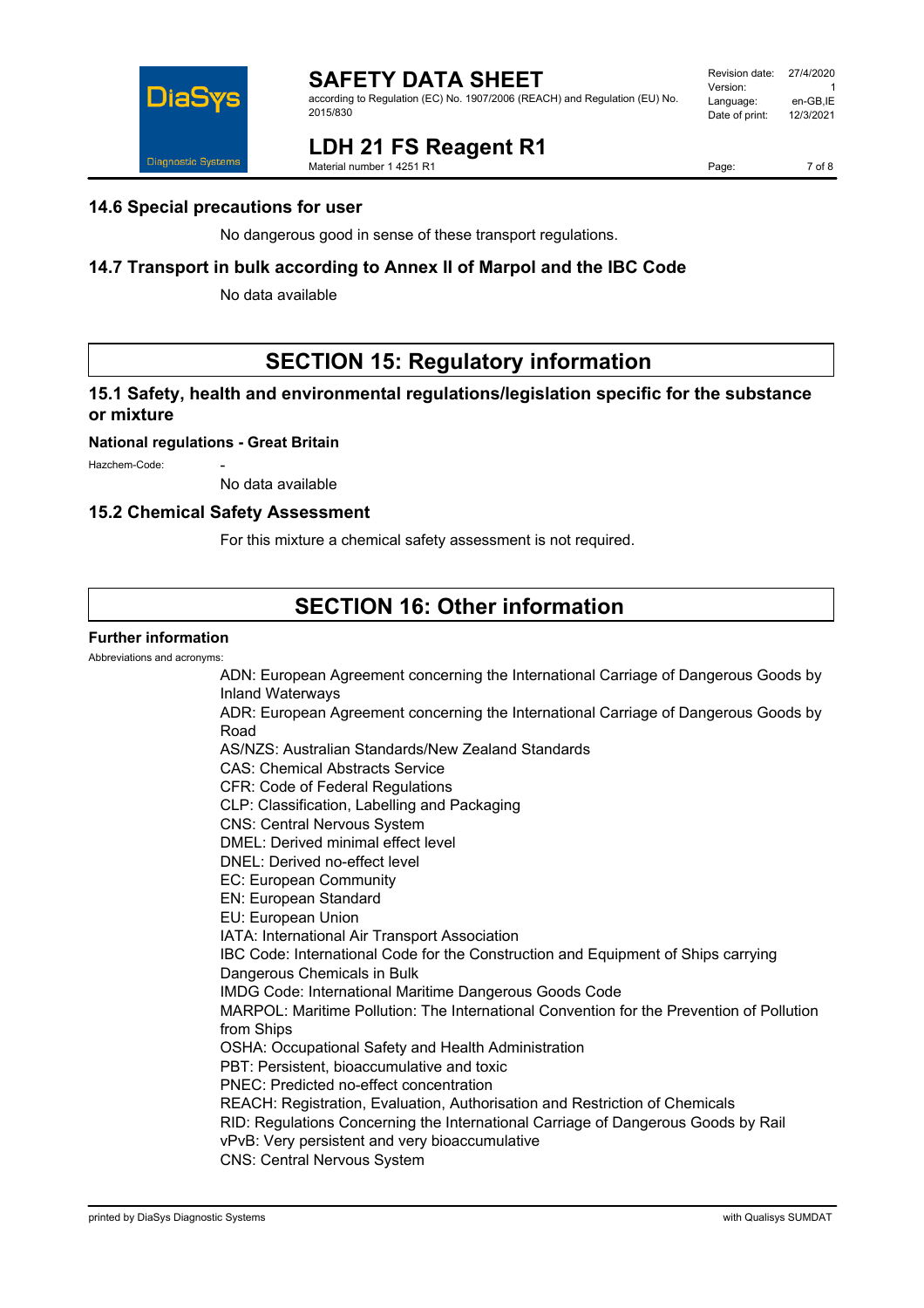### 14.6 Special precautions for user

No dangerous good in sense of these transport regulations.

### 14.7 Transport in bulk according to Annex II of Marpol and the IBC Code

No data available

## SECTION 15: Regulatory information

### 15.1 Safety, health and environmental regulations/legislation specific for the substance or mixture

**National regulations - Great Britain**

Hazchem-Code: -

No data available

### 15.2 Chemical Safety Assessment

For this mixture a chemical safety assessment is not required.

## SECTION 16: Other information

**Further information**

Abbreviations and acronyms:

ADN: European Agreement concerning the International Carriage of Dangerous Goods by Inland Waterways
ADR: European Agreement concerning the International Carriage of Dangerous Goods by Road
AS/NZS: Australian Standards/New Zealand Standards
CAS: Chemical Abstracts Service
CFR: Code of Federal Regulations
CLP: Classification, Labelling and Packaging
CNS: Central Nervous System
DMEL: Derived minimal effect level
DNEL: Derived no-effect level
EC: European Community
EN: European Standard
EU: European Union
IATA: International Air Transport Association
IBC Code: International Code for the Construction and Equipment of Ships carrying Dangerous Chemicals in Bulk
IMDG Code: International Maritime Dangerous Goods Code
MARPOL: Maritime Pollution: The International Convention for the Prevention of Pollution from Ships
OSHA: Occupational Safety and Health Administration
PBT: Persistent, bioaccumulative and toxic
PNEC: Predicted no-effect concentration
REACH: Registration, Evaluation, Authorisation and Restriction of Chemicals
RID: Regulations Concerning the International Carriage of Dangerous Goods by Rail
vPvB: Very persistent and very bioaccumulative
CNS: Central Nervous System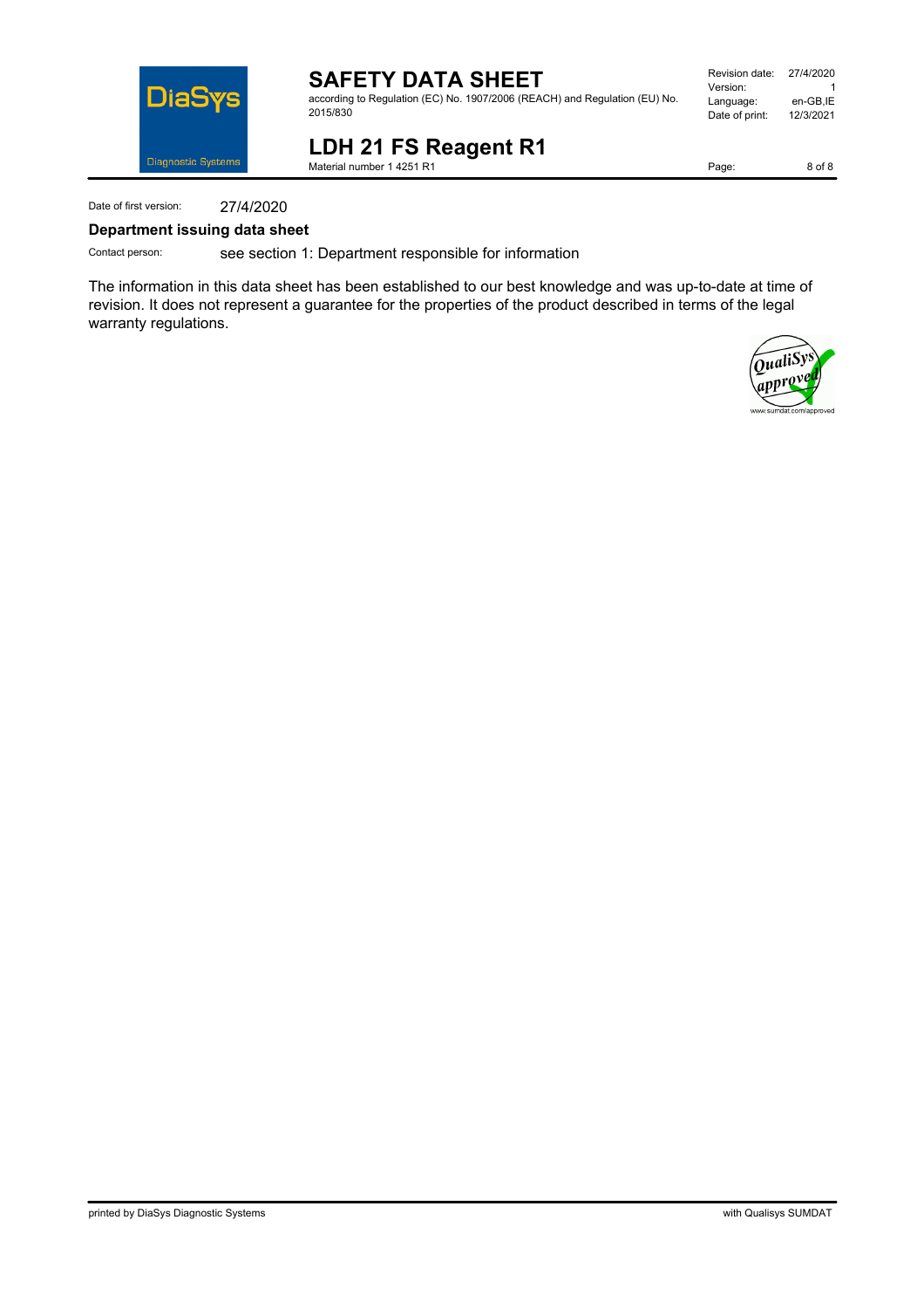Date of first version: 27/4/2020

### Department issuing data sheet

Contact person: see section 1: Department responsible for information

The information in this data sheet has been established to our best knowledge and was up-to-date at time of revision. It does not represent a guarantee for the properties of the product described in terms of the legal warranty regulations.